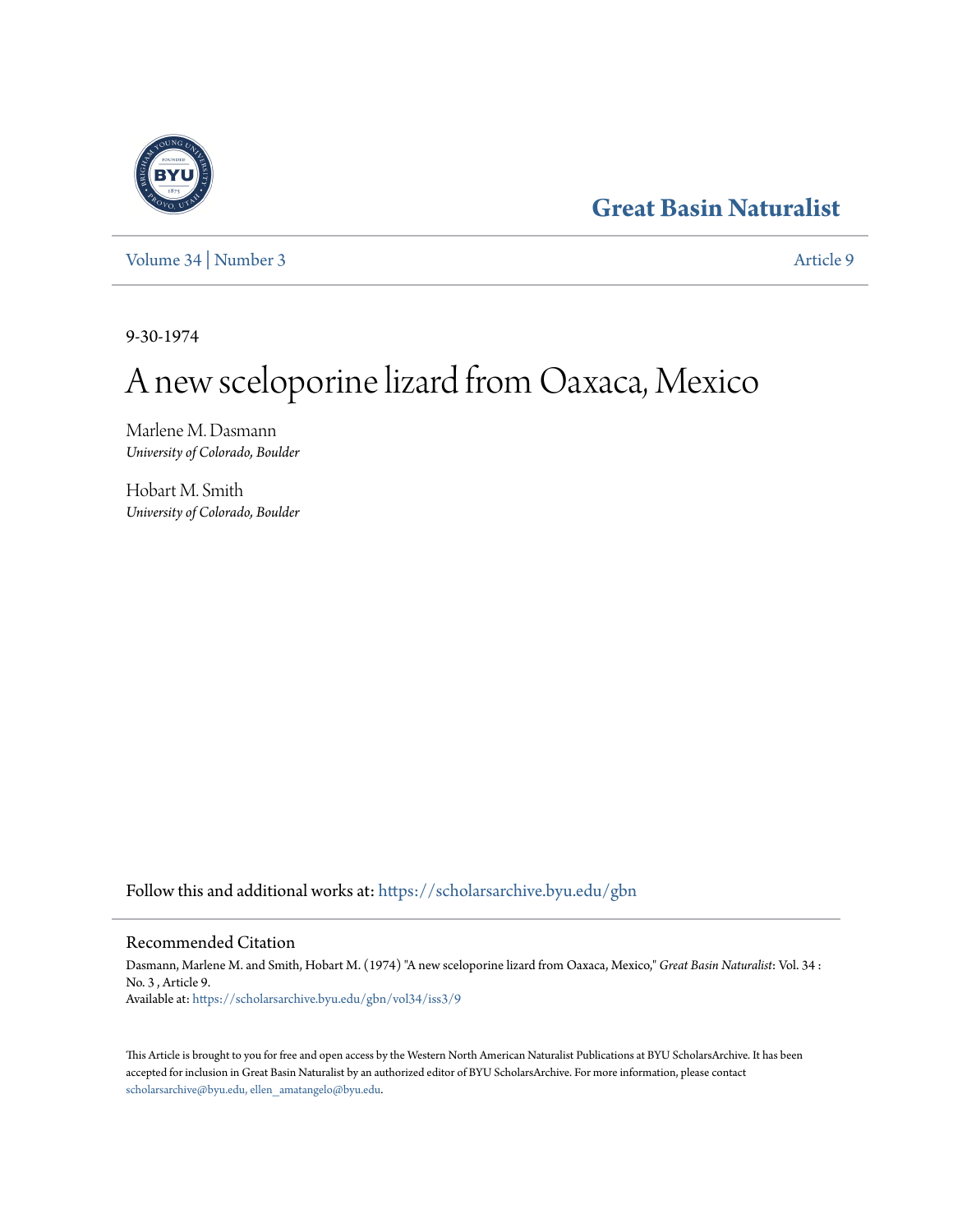# Great Basin Naturalist

Volume 34 | Number 3 Article 9

9-30-1974

# A new sceloporine lizard from Oaxaca, Mexico

Marlene M. Dasmann
*University of Colorado, Boulder*

Hobart M. Smith
*University of Colorado, Boulder*

Follow this and additional works at: https://scholarsarchive.byu.edu/gbn

## Recommended Citation

Dasmann, Marlene M. and Smith, Hobart M. (1974) "A new sceloporine lizard from Oaxaca, Mexico," *Great Basin Naturalist*: Vol. 34 : No. 3 , Article 9.
Available at: https://scholarsarchive.byu.edu/gbn/vol34/iss3/9

This Article is brought to you for free and open access by the Western North American Naturalist Publications at BYU ScholarsArchive. It has been accepted for inclusion in Great Basin Naturalist by an authorized editor of BYU ScholarsArchive. For more information, please contact scholarsarchive@byu.edu, ellen_amatangelo@byu.edu.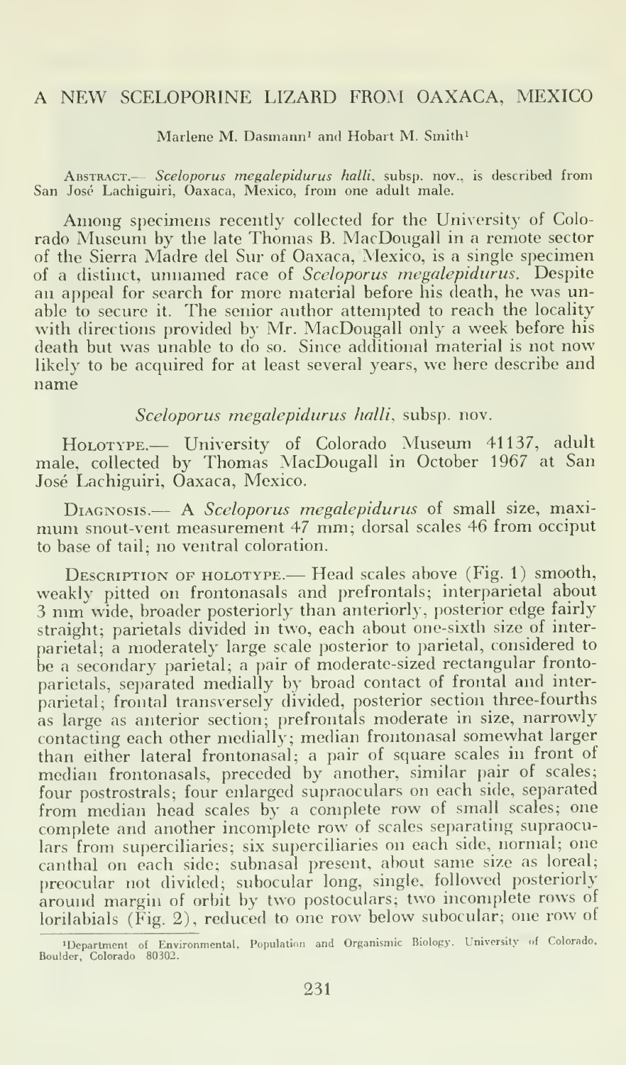# A NEW SCELOPORINE LIZARD FROM OAXACA, MEXICO

Marlene M. Dasmann[1] and Hobart M. Smith[1]

Abstract.— *Sceloporus megalepidurus halli*, subsp. nov., is described from San José Lachiguiri, Oaxaca, Mexico, from one adult male.

Among specimens recently collected for the University of Colorado Museum by the late Thomas B. MacDougall in a remote sector of the Sierra Madre del Sur of Oaxaca, Mexico, is a single specimen of a distinct, unnamed race of *Sceloporus megalepidurus*. Despite an appeal for search for more material before his death, he was unable to secure it. The senior author attempted to reach the locality with directions provided by Mr. MacDougall only a week before his death but was unable to do so. Since additional material is not now likely to be acquired for at least several years, we here describe and name

## *Sceloporus megalepidurus halli*, subsp. nov.

Holotype.— University of Colorado Museum 41137, adult male, collected by Thomas MacDougall in October 1967 at San José Lachiguiri, Oaxaca, Mexico.

Diagnosis.— A *Sceloporus megalepidurus* of small size, maximum snout-vent measurement 47 mm; dorsal scales 46 from occiput to base of tail; no ventral coloration.

Description of holotype.— Head scales above (Fig. 1) smooth, weakly pitted on frontonasals and prefrontals; interparietal about 3 mm wide, broader posteriorly than anteriorly, posterior edge fairly straight; parietals divided in two, each about one-sixth size of interparietal; a moderately large scale posterior to parietal, considered to be a secondary parietal; a pair of moderate-sized rectangular frontoparietals, separated medially by broad contact of frontal and interparietal; frontal transversely divided, posterior section three-fourths as large as anterior section; prefrontals moderate in size, narrowly contacting each other medially; median frontonasal somewhat larger than either lateral frontonasal; a pair of square scales in front of median frontonasals, preceded by another, similar pair of scales; four postrostrals; four enlarged supraoculars on each side, separated from median head scales by a complete row of small scales; one complete and another incomplete row of scales separating supraoculars from superciliaries; six superciliaries on each side, normal; one canthal on each side; subnasal present, about same size as loreal; preocular not divided; subocular long, single, followed posteriorly around margin of orbit by two postoculars; two incomplete rows of lorilabials (Fig. 2), reduced to one row below subocular; one row of

[1]Department of Environmental, Population and Organismic Biology, University of Colorado, Boulder, Colorado 80302.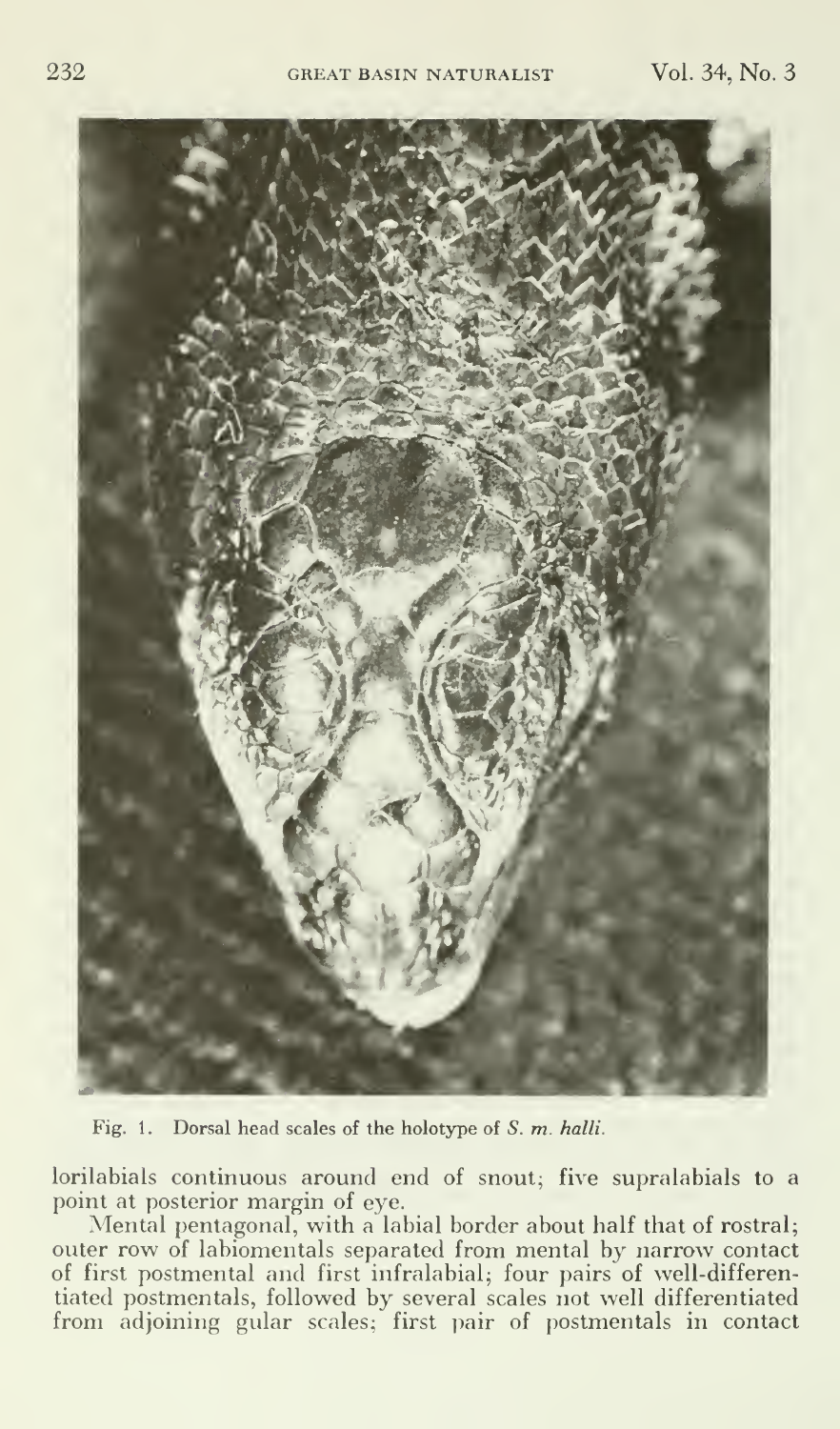Fig. 1. Dorsal head scales of the holotype of *S. m. halli*.

lorilabials continuous around end of snout; five supralabials to a point at posterior margin of eye.

Mental pentagonal, with a labial border about half that of rostral; outer row of labiomentals separated from mental by narrow contact of first postmental and first infralabial; four pairs of well-differentiated postmentals, followed by several scales not well differentiated from adjoining gular scales; first pair of postmentals in contact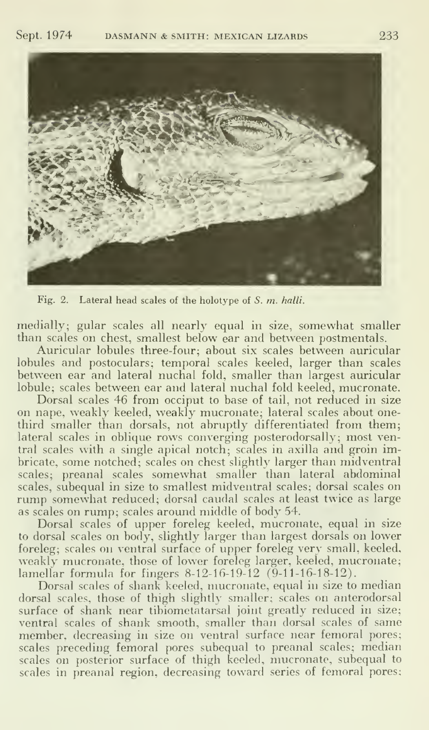Fig. 2. Lateral head scales of the holotype of *S. m. halli*.

medially; gular scales all nearly equal in size, somewhat smaller than scales on chest, smallest below ear and between postmentals.

Auricular lobules three-four; about six scales between auricular lobules and postoculars; temporal scales keeled, larger than scales between ear and lateral nuchal fold, smaller than largest auricular lobule; scales between ear and lateral nuchal fold keeled, mucronate.

Dorsal scales 46 from occiput to base of tail, not reduced in size on nape, weakly keeled, weakly mucronate; lateral scales about one-third smaller than dorsals, not abruptly differentiated from them; lateral scales in oblique rows converging posterodorsally; most ventral scales with a single apical notch; scales in axilla and groin imbricate, some notched; scales on chest slightly larger than midventral scales; preanal scales somewhat smaller than lateral abdominal scales, subequal in size to smallest midventral scales; dorsal scales on rump somewhat reduced; dorsal caudal scales at least twice as large as scales on rump; scales around middle of body 54.

Dorsal scales of upper foreleg keeled, mucronate, equal in size to dorsal scales on body, slightly larger than largest dorsals on lower foreleg; scales on ventral surface of upper foreleg very small, keeled, weakly mucronate, those of lower foreleg larger, keeled, mucronate; lamellar formula for fingers 8-12-16-19-12 (9-11-16-18-12).

Dorsal scales of shank keeled, mucronate, equal in size to median dorsal scales, those of thigh slightly smaller; scales on anterodorsal surface of shank near tibiometatarsal joint greatly reduced in size; ventral scales of shank smooth, smaller than dorsal scales of same member, decreasing in size on ventral surface near femoral pores; scales preceding femoral pores subequal to preanal scales; median scales on posterior surface of thigh keeled, mucronate, subequal to scales in preanal region, decreasing toward series of femoral pores;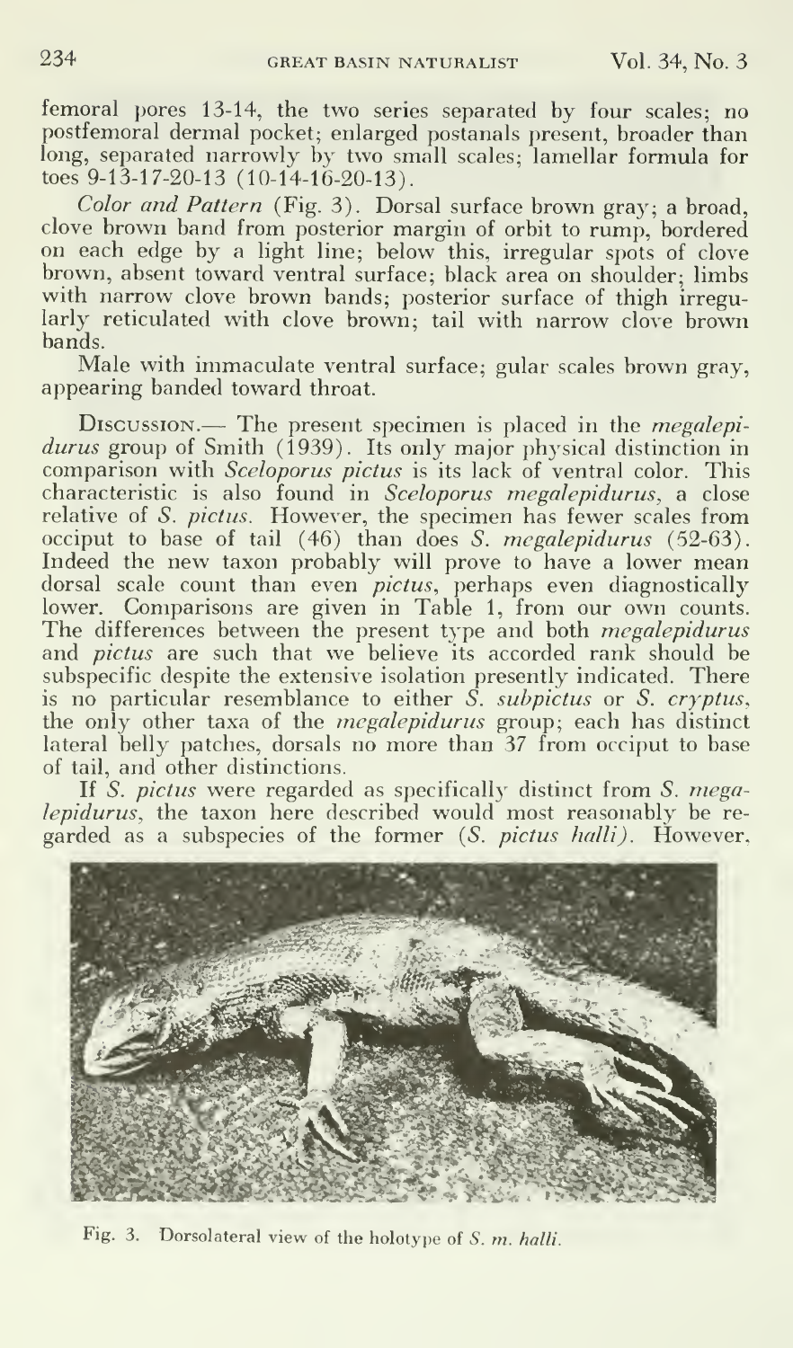femoral pores 13-14, the two series separated by four scales; no postfemoral dermal pocket; enlarged postanals present, broader than long, separated narrowly by two small scales; lamellar formula for toes 9-13-17-20-13 (10-14-16-20-13).

*Color and Pattern* (Fig. 3). Dorsal surface brown gray; a broad, clove brown band from posterior margin of orbit to rump, bordered on each edge by a light line; below this, irregular spots of clove brown, absent toward ventral surface; black area on shoulder; limbs with narrow clove brown bands; posterior surface of thigh irregularly reticulated with clove brown; tail with narrow clove brown bands.

Male with immaculate ventral surface; gular scales brown gray, appearing banded toward throat.

Discussion.— The present specimen is placed in the *megalepidurus* group of Smith (1939). Its only major physical distinction in comparison with *Sceloporus pictus* is its lack of ventral color. This characteristic is also found in *Sceloporus megalepidurus*, a close relative of *S. pictus*. However, the specimen has fewer scales from occiput to base of tail (46) than does *S. megalepidurus* (52-63). Indeed the new taxon probably will prove to have a lower mean dorsal scale count than even *pictus*, perhaps even diagnostically lower. Comparisons are given in Table 1, from our own counts. The differences between the present type and both *megalepidurus* and *pictus* are such that we believe its accorded rank should be subspecific despite the extensive isolation presently indicated. There is no particular resemblance to either *S. subpictus* or *S. cryptus*, the only other taxa of the *megalepidurus* group; each has distinct lateral belly patches, dorsals no more than 37 from occiput to base of tail, and other distinctions.

If *S. pictus* were regarded as specifically distinct from *S. megalepidurus*, the taxon here described would most reasonably be regarded as a subspecies of the former (*S. pictus halli*). However,

Fig. 3. Dorsolateral view of the holotype of *S. m. halli*.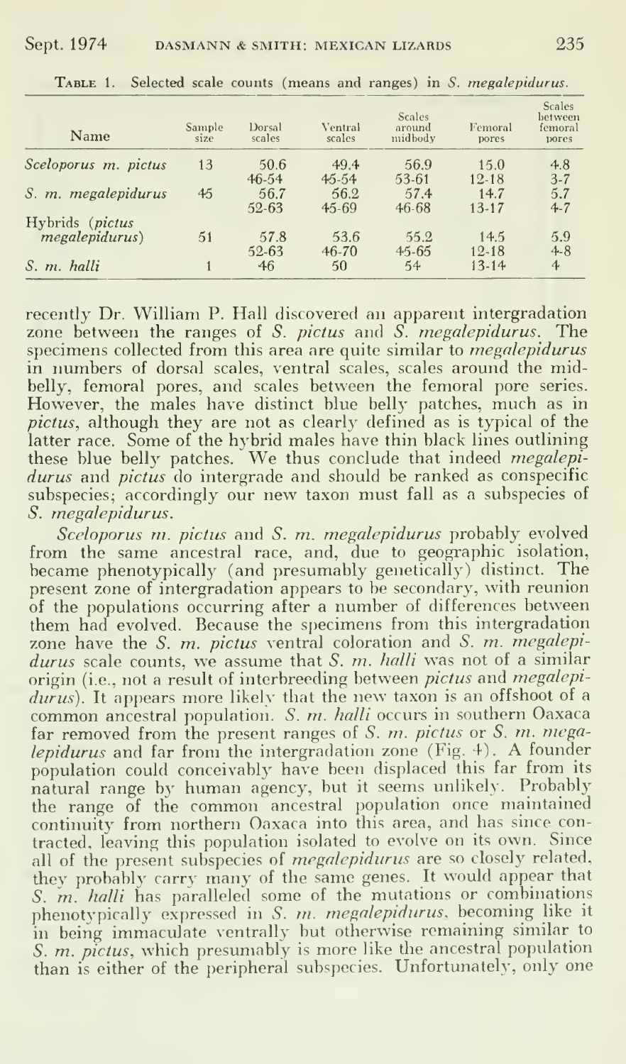TABLE 1. Selected scale counts (means and ranges) in *S. megalepidurus*.

| Name | Sample size | Dorsal scales | Ventral scales | Scales around midbody | Femoral pores | Scales between femoral pores |
|---|---|---|---|---|---|---|
| *Sceloporus m. pictus* | 13 | 50.6 | 49.4 | 56.9 | 15.0 | 4.8 |
| | | 46-54 | 45-54 | 53-61 | 12-18 | 3-7 |
| *S. m. megalepidurus* | 45 | 56.7 | 56.2 | 57.4 | 14.7 | 5.7 |
| | | 52-63 | 45-69 | 46-68 | 13-17 | 4-7 |
| Hybrids (*pictus megalepidurus*) | 51 | 57.8 | 53.6 | 55.2 | 14.5 | 5.9 |
| | | 52-63 | 46-70 | 45-65 | 12-18 | 4-8 |
| *S. m. halli* | 1 | 46 | 50 | 54 | 13-14 | 4 |

recently Dr. William P. Hall discovered an apparent intergradation zone between the ranges of *S. pictus* and *S. megalepidurus*. The specimens collected from this area are quite similar to *megalepidurus* in numbers of dorsal scales, ventral scales, scales around the midbelly, femoral pores, and scales between the femoral pore series. However, the males have distinct blue belly patches, much as in *pictus*, although they are not as clearly defined as is typical of the latter race. Some of the hybrid males have thin black lines outlining these blue belly patches. We thus conclude that indeed *megalepidurus* and *pictus* do intergrade and should be ranked as conspecific subspecies; accordingly our new taxon must fall as a subspecies of *S. megalepidurus*.

*Sceloporus m. pictus* and *S. m. megalepidurus* probably evolved from the same ancestral race, and, due to geographic isolation, became phenotypically (and presumably genetically) distinct. The present zone of intergradation appears to be secondary, with reunion of the populations occurring after a number of differences between them had evolved. Because the specimens from this intergradation zone have the *S. m. pictus* ventral coloration and *S. m. megalepidurus* scale counts, we assume that *S. m. halli* was not of a similar origin (i.e., not a result of interbreeding between *pictus* and *megalepidurus*). It appears more likely that the new taxon is an offshoot of a common ancestral population. *S. m. halli* occurs in southern Oaxaca far removed from the present ranges of *S. m. pictus* or *S. m. megalepidurus* and far from the intergradation zone (Fig. 4). A founder population could conceivably have been displaced this far from its natural range by human agency, but it seems unlikely. Probably the range of the common ancestral population once maintained continuity from northern Oaxaca into this area, and has since contracted, leaving this population isolated to evolve on its own. Since all of the present subspecies of *megalepidurus* are so closely related, they probably carry many of the same genes. It would appear that *S. m. halli* has paralleled some of the mutations or combinations phenotypically expressed in *S. m. megalepidurus*, becoming like it in being immaculate ventrally but otherwise remaining similar to *S. m. pictus*, which presumably is more like the ancestral population than is either of the peripheral subspecies. Unfortunately, only one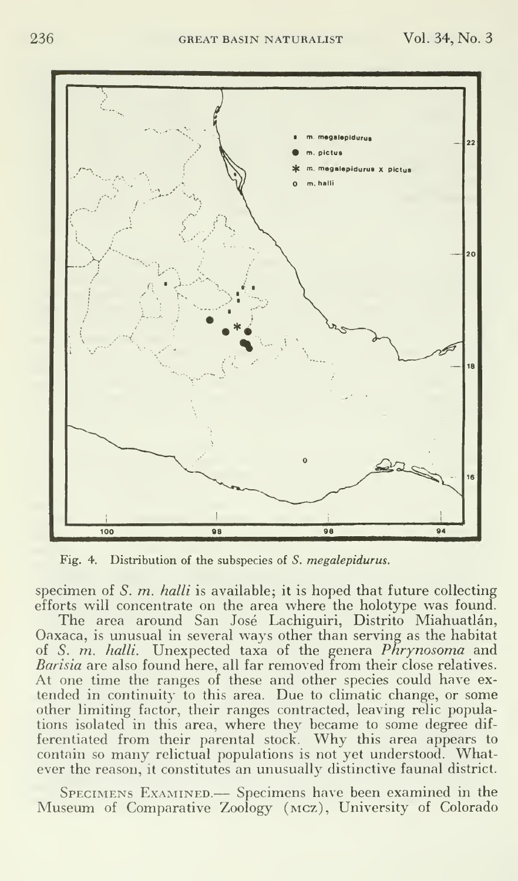Fig. 4. Distribution of the subspecies of *S. megalepidurus*.

specimen of *S. m. halli* is available; it is hoped that future collecting efforts will concentrate on the area where the holotype was found.

The area around San José Lachiguiri, Distrito Miahuatlán, Oaxaca, is unusual in several ways other than serving as the habitat of *S. m. halli*. Unexpected taxa of the genera *Phrynosoma* and *Barisia* are also found here, all far removed from their close relatives. At one time the ranges of these and other species could have extended in continuity to this area. Due to climatic change, or some other limiting factor, their ranges contracted, leaving relic populations isolated in this area, where they became to some degree differentiated from their parental stock. Why this area appears to contain so many relictual populations is not yet understood. Whatever the reason, it constitutes an unusually distinctive faunal district.

Specimens Examined.— Specimens have been examined in the Museum of Comparative Zoology (MCZ), University of Colorado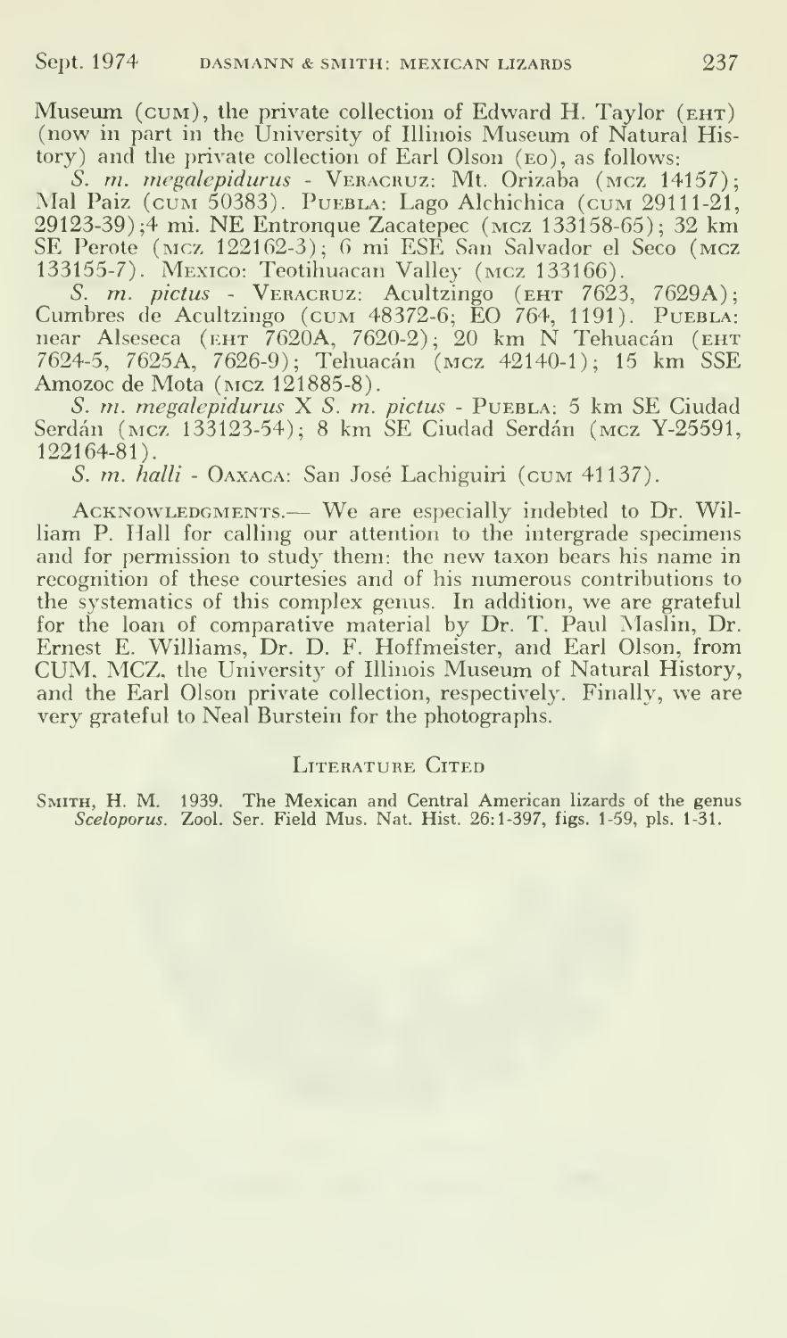Museum (CUM), the private collection of Edward H. Taylor (EHT) (now in part in the University of Illinois Museum of Natural History) and the private collection of Earl Olson (EO), as follows:

*S. m. megalepidurus* - VERACRUZ: Mt. Orizaba (MCZ 14157); Mal Paiz (CUM 50383). PUEBLA: Lago Alchichica (CUM 29111-21, 29123-39);4 mi. NE Entronque Zacatepec (MCZ 133158-65); 32 km SE Perote (MCZ 122162-3); 6 mi ESE San Salvador el Seco (MCZ 133155-7). MEXICO: Teotihuacan Valley (MCZ 133166).

*S. m. pictus* - VERACRUZ: Acultzingo (EHT 7623, 7629A); Cumbres de Acultzingo (CUM 48372-6; EO 764, 1191). PUEBLA: near Alseseca (EHT 7620A, 7620-2); 20 km N Tehuacán (EHT 7624-5, 7625A, 7626-9); Tehuacán (MCZ 42140-1); 15 km SSE Amozoc de Mota (MCZ 121885-8).

*S. m. megalepidurus* X *S. m. pictus* - PUEBLA: 5 km SE Ciudad Serdán (MCZ 133123-54); 8 km SE Ciudad Serdán (MCZ Y-25591, 122164-81).

*S. m. halli* - OAXACA: San José Lachiguiri (CUM 41137).

ACKNOWLEDGMENTS.— We are especially indebted to Dr. William P. Hall for calling our attention to the intergrade specimens and for permission to study them: the new taxon bears his name in recognition of these courtesies and of his numerous contributions to the systematics of this complex genus. In addition, we are grateful for the loan of comparative material by Dr. T. Paul Maslin, Dr. Ernest E. Williams, Dr. D. F. Hoffmeister, and Earl Olson, from CUM, MCZ, the University of Illinois Museum of Natural History, and the Earl Olson private collection, respectively. Finally, we are very grateful to Neal Burstein for the photographs.

## LITERATURE CITED

SMITH, H. M. 1939. The Mexican and Central American lizards of the genus *Sceloporus*. Zool. Ser. Field Mus. Nat. Hist. 26:1-397, figs. 1-59, pls. 1-31.